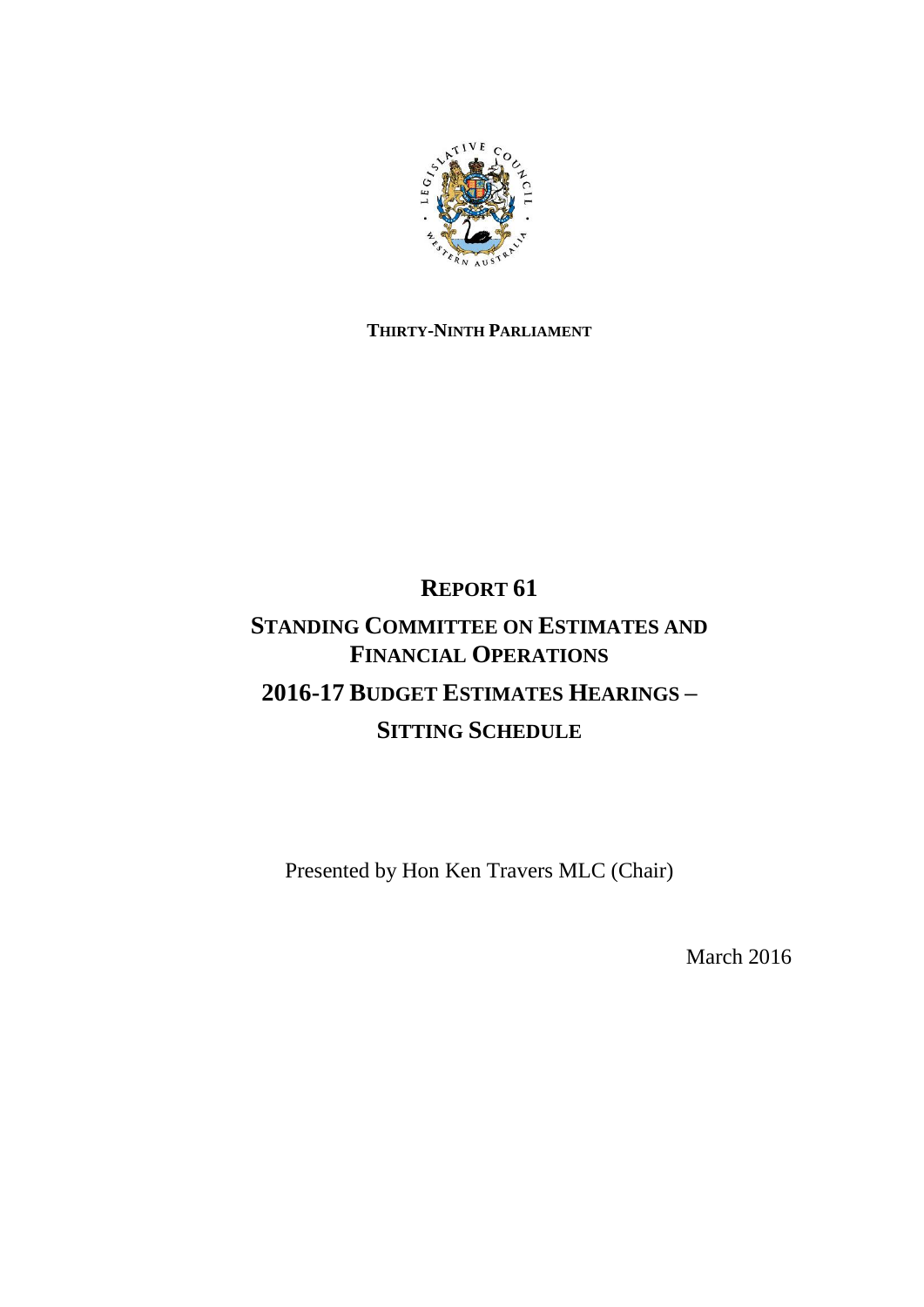**THIRTY-NINTH PARLIAMENT**

# REPORT 61

# STANDING COMMITTEE ON ESTIMATES AND FINANCIAL OPERATIONS

# 2016-17 BUDGET ESTIMATES HEARINGS – SITTING SCHEDULE

Presented by Hon Ken Travers MLC (Chair)

March 2016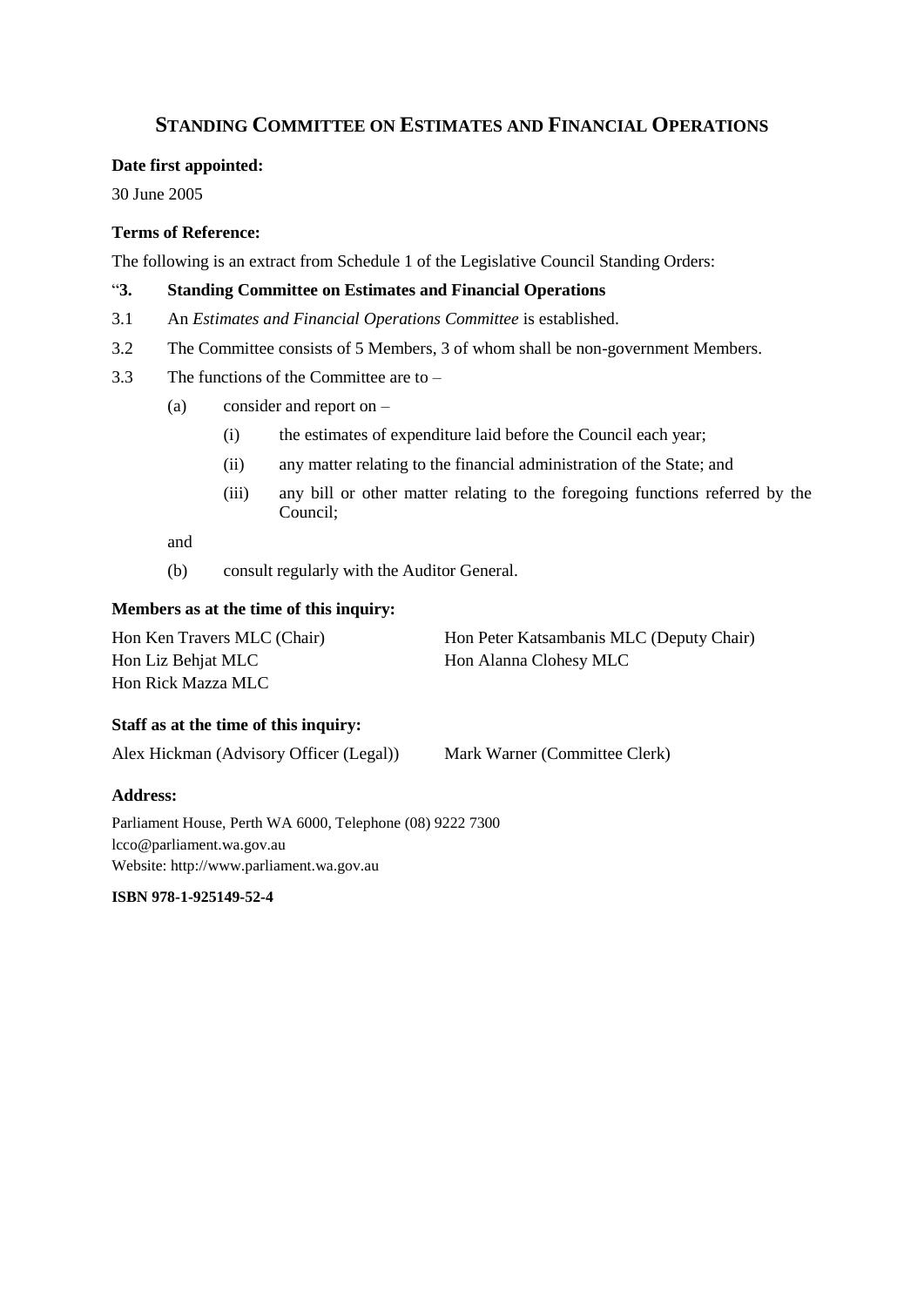# STANDING COMMITTEE ON ESTIMATES AND FINANCIAL OPERATIONS

**Date first appointed:**

30 June 2005

**Terms of Reference:**

The following is an extract from Schedule 1 of the Legislative Council Standing Orders:

"**3. Standing Committee on Estimates and Financial Operations**

3.1 An *Estimates and Financial Operations Committee* is established.

3.2 The Committee consists of 5 Members, 3 of whom shall be non-government Members.

3.3 The functions of the Committee are to –

(a) consider and report on –

(i) the estimates of expenditure laid before the Council each year;

(ii) any matter relating to the financial administration of the State; and

(iii) any bill or other matter relating to the foregoing functions referred by the Council;

and

(b) consult regularly with the Auditor General.

**Members as at the time of this inquiry:**

Hon Ken Travers MLC (Chair)
Hon Peter Katsambanis MLC (Deputy Chair)
Hon Liz Behjat MLC
Hon Alanna Clohesy MLC
Hon Rick Mazza MLC

**Staff as at the time of this inquiry:**

Alex Hickman (Advisory Officer (Legal))
Mark Warner (Committee Clerk)

**Address:**

Parliament House, Perth WA 6000, Telephone (08) 9222 7300
lcco@parliament.wa.gov.au
Website: http://www.parliament.wa.gov.au

**ISBN 978-1-925149-52-4**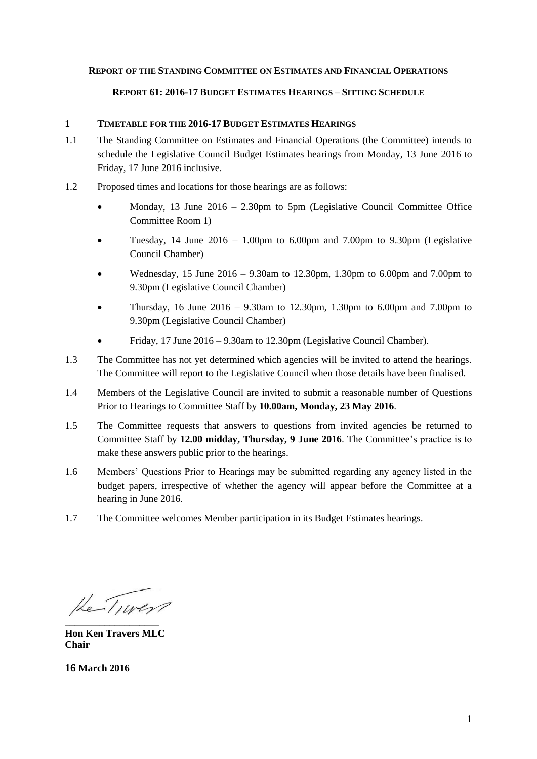**REPORT OF THE STANDING COMMITTEE ON ESTIMATES AND FINANCIAL OPERATIONS**

**REPORT 61: 2016-17 BUDGET ESTIMATES HEARINGS – SITTING SCHEDULE**

## 1 TIMETABLE FOR THE 2016-17 BUDGET ESTIMATES HEARINGS

1.1 The Standing Committee on Estimates and Financial Operations (the Committee) intends to schedule the Legislative Council Budget Estimates hearings from Monday, 13 June 2016 to Friday, 17 June 2016 inclusive.

1.2 Proposed times and locations for those hearings are as follows:

- Monday, 13 June 2016 – 2.30pm to 5pm (Legislative Council Committee Office Committee Room 1)
- Tuesday, 14 June 2016 – 1.00pm to 6.00pm and 7.00pm to 9.30pm (Legislative Council Chamber)
- Wednesday, 15 June 2016 – 9.30am to 12.30pm, 1.30pm to 6.00pm and 7.00pm to 9.30pm (Legislative Council Chamber)
- Thursday, 16 June 2016 – 9.30am to 12.30pm, 1.30pm to 6.00pm and 7.00pm to 9.30pm (Legislative Council Chamber)
- Friday, 17 June 2016 – 9.30am to 12.30pm (Legislative Council Chamber).

1.3 The Committee has not yet determined which agencies will be invited to attend the hearings. The Committee will report to the Legislative Council when those details have been finalised.

1.4 Members of the Legislative Council are invited to submit a reasonable number of Questions Prior to Hearings to Committee Staff by **10.00am, Monday, 23 May 2016**.

1.5 The Committee requests that answers to questions from invited agencies be returned to Committee Staff by **12.00 midday, Thursday, 9 June 2016**. The Committee's practice is to make these answers public prior to the hearings.

1.6 Members' Questions Prior to Hearings may be submitted regarding any agency listed in the budget papers, irrespective of whether the agency will appear before the Committee at a hearing in June 2016.

1.7 The Committee welcomes Member participation in its Budget Estimates hearings.

**Hon Ken Travers MLC**
**Chair**

**16 March 2016**